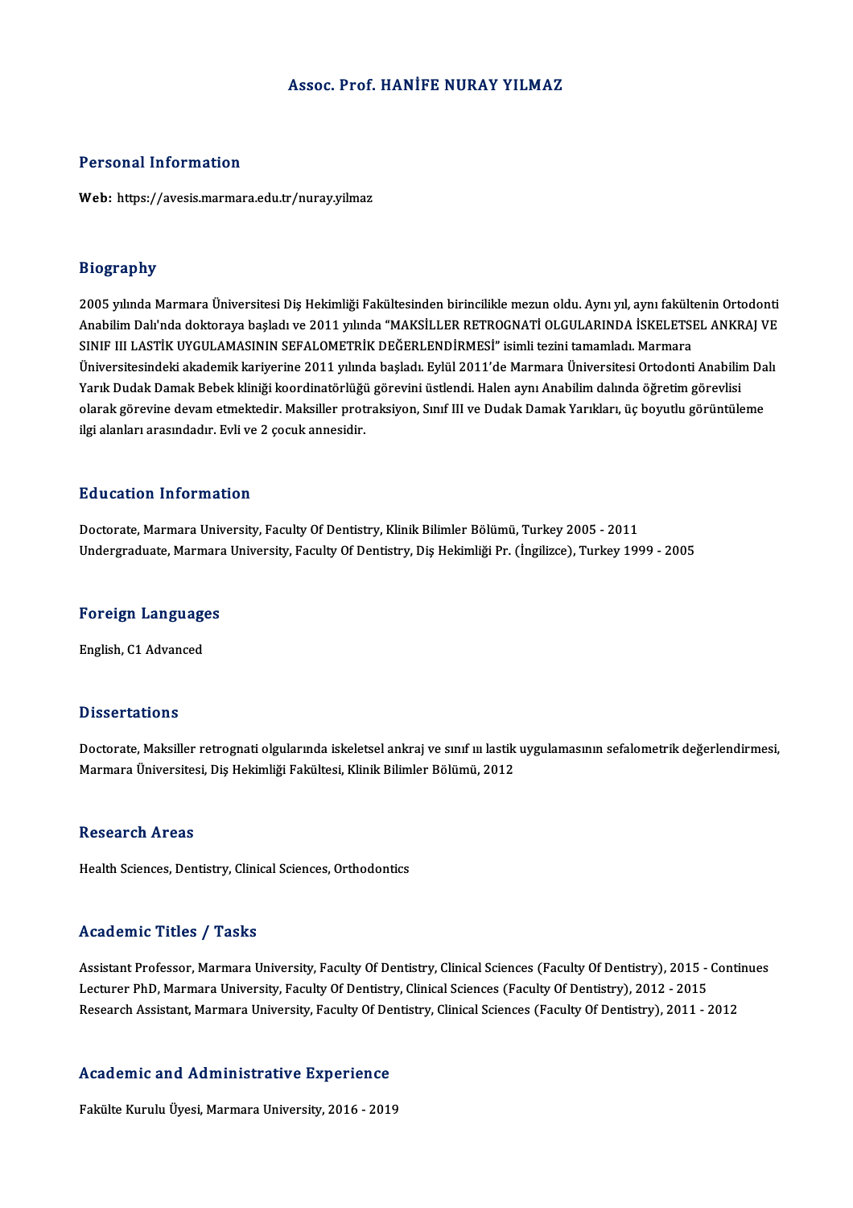# Assoc. Prof. HANİFE NURAY YILMAZ

## Personal Information

**Web:** https://avesis.marmara.edu.tr/nuray.yilmaz

## Biography

2005 yılında Marmara Üniversitesi Diş Hekimliği Fakültesinden birincilikle mezun oldu. Aynı yıl, aynı fakültenin Ortodonti Anabilim Dalı'nda doktoraya başladı ve 2011 yılında "MAKSİLLER RETROGNATİ OLGULARINDA İSKELETSEL ANKRAJ VE SINIF III LASTİK UYGULAMASININ SEFALOMETRİK DEĞERLENDİRMESİ" isimli tezini tamamladı. Marmara Üniversitesindeki akademik kariyerine 2011 yılında başladı. Eylül 2011'de Marmara Üniversitesi Ortodonti Anabilim Dalı Yarık Dudak Damak Bebek kliniği koordinatörlüğü görevini üstlendi. Halen aynı Anabilim dalında öğretim görevlisi olarak görevine devam etmektedir. Maksiller protraksiyon, Sınıf III ve Dudak Damak Yarıkları, üç boyutlu görüntüleme ilgi alanları arasındadır. Evli ve 2 çocuk annesidir.

## Education Information

Doctorate, Marmara University, Faculty Of Dentistry, Klinik Bilimler Bölümü, Turkey 2005 - 2011
Undergraduate, Marmara University, Faculty Of Dentistry, Diş Hekimliği Pr. (İngilizce), Turkey 1999 - 2005

## Foreign Languages

English, C1 Advanced

## Dissertations

Doctorate, Maksiller retrognati olgularında iskeletsel ankraj ve sınıf ııı lastik uygulamasının sefalometrik değerlendirmesi, Marmara Üniversitesi, Diş Hekimliği Fakültesi, Klinik Bilimler Bölümü, 2012

## Research Areas

Health Sciences, Dentistry, Clinical Sciences, Orthodontics

## Academic Titles / Tasks

Assistant Professor, Marmara University, Faculty Of Dentistry, Clinical Sciences (Faculty Of Dentistry), 2015 - Continues
Lecturer PhD, Marmara University, Faculty Of Dentistry, Clinical Sciences (Faculty Of Dentistry), 2012 - 2015
Research Assistant, Marmara University, Faculty Of Dentistry, Clinical Sciences (Faculty Of Dentistry), 2011 - 2012

## Academic and Administrative Experience

Fakülte Kurulu Üyesi, Marmara University, 2016 - 2019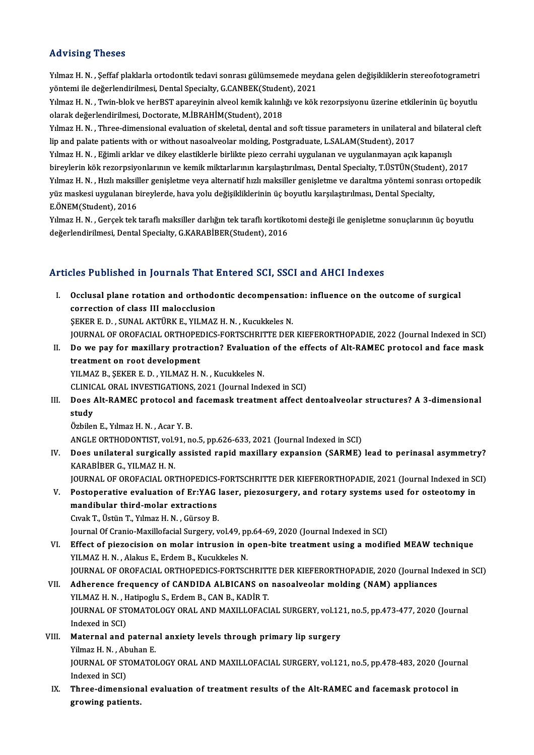## Advising Theses

Yılmaz H. N. , Şeffaf plaklarla ortodontik tedavi sonrası gülümsemede meydana gelen değişikliklerin stereofotogrametri yöntemi ile değerlendirilmesi, Dental Specialty, G.CANBEK(Student), 2021

Yılmaz H. N. , Twin-blok ve herBST apareyinin alveol kemik kalınlığı ve kök rezorpsiyonu üzerine etkilerinin üç boyutlu olarak değerlendirilmesi, Doctorate, M.İBRAHİM(Student), 2018

Yılmaz H. N. , Three-dimensional evaluation of skeletal, dental and soft tissue parameters in unilateral and bilateral cleft lip and palate patients with or without nasoalveolar molding, Postgraduate, L.SALAM(Student), 2017

Yılmaz H. N. , Eğimli arklar ve dikey elastiklerle birlikte piezo cerrahi uygulanan ve uygulanmayan açık kapanışlı bireylerin kök rezorpsiyonlarının ve kemik miktarlarının karşılaştırılması, Dental Specialty, T.ÜSTÜN(Student), 2017

Yılmaz H. N. , Hızlı maksiller genişletme veya alternatif hızlı maksiller genişletme ve daraltma yöntemi sonrası ortopedik yüz maskesi uygulanan bireylerde, hava yolu değişikliklerinin üç boyutlu karşılaştırılması, Dental Specialty, E.ÖNEM(Student), 2016

Yılmaz H. N. , Gerçek tek taraflı maksiller darlığın tek taraflı kortikotomi desteği ile genişletme sonuçlarının üç boyutlu değerlendirilmesi, Dental Specialty, G.KARABİBER(Student), 2016

## Articles Published in Journals That Entered SCI, SSCI and AHCI Indexes

I. **Occlusal plane rotation and orthodontic decompensation: influence on the outcome of surgical correction of class III malocclusion**
ŞEKER E. D. , SUNAL AKTÜRK E., YILMAZ H. N. , Kucukkeles N.
JOURNAL OF OROFACIAL ORTHOPEDICS-FORTSCHRITTE DER KIEFERORTHOPADIE, 2022 (Journal Indexed in SCI)

II. **Do we pay for maxillary protraction? Evaluation of the effects of Alt-RAMEC protocol and face mask treatment on root development**
YILMAZ B., ŞEKER E. D. , YILMAZ H. N. , Kucukkeles N.
CLINICAL ORAL INVESTIGATIONS, 2021 (Journal Indexed in SCI)

III. **Does Alt-RAMEC protocol and facemask treatment affect dentoalveolar structures? A 3-dimensional study**
Özbilen E., Yılmaz H. N. , Acar Y. B.
ANGLE ORTHODONTIST, vol.91, no.5, pp.626-633, 2021 (Journal Indexed in SCI)

IV. **Does unilateral surgically assisted rapid maxillary expansion (SARME) lead to perinasal asymmetry?**
KARABİBER G., YILMAZ H. N.
JOURNAL OF OROFACIAL ORTHOPEDICS-FORTSCHRITTE DER KIEFERORTHOPADIE, 2021 (Journal Indexed in SCI)

V. **Postoperative evaluation of Er:YAG laser, piezosurgery, and rotary systems used for osteotomy in mandibular third-molar extractions**
Cıvak T., Üstün T., Yılmaz H. N. , Gürsoy B.
Journal Of Cranio-Maxillofacial Surgery, vol.49, pp.64-69, 2020 (Journal Indexed in SCI)

VI. **Effect of piezocision on molar intrusion in open-bite treatment using a modified MEAW technique**
YILMAZ H. N. , Alakus E., Erdem B., Kucukkeles N.
JOURNAL OF OROFACIAL ORTHOPEDICS-FORTSCHRITTE DER KIEFERORTHOPADIE, 2020 (Journal Indexed in SCI)

VII. **Adherence frequency of CANDIDA ALBICANS on nasoalveolar molding (NAM) appliances**
YILMAZ H. N. , Hatipoglu S., Erdem B., CAN B., KADİR T.
JOURNAL OF STOMATOLOGY ORAL AND MAXILLOFACIAL SURGERY, vol.121, no.5, pp.473-477, 2020 (Journal Indexed in SCI)

VIII. **Maternal and paternal anxiety levels through primary lip surgery**
Yilmaz H. N. , Abuhan E.
JOURNAL OF STOMATOLOGY ORAL AND MAXILLOFACIAL SURGERY, vol.121, no.5, pp.478-483, 2020 (Journal Indexed in SCI)

IX. **Three-dimensional evaluation of treatment results of the Alt-RAMEC and facemask protocol in growing patients.**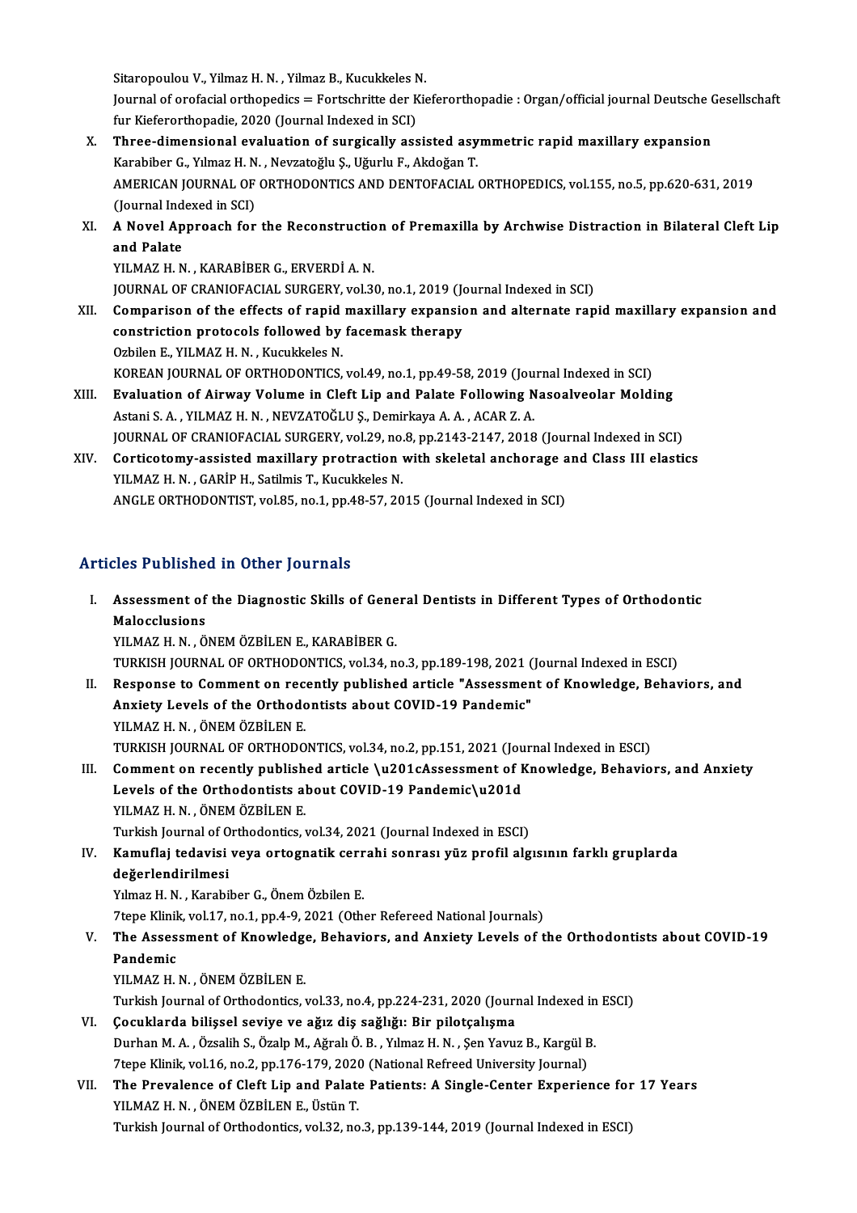Sitaropoulou V., Yilmaz H. N. , Yilmaz B., Kucukkeles N.
Journal of orofacial orthopedics = Fortschritte der Kieferorthopadie : Organ/official journal Deutsche Gesellschaft fur Kieferorthopadie, 2020 (Journal Indexed in SCI)

X. **Three-dimensional evaluation of surgically assisted asymmetric rapid maxillary expansion**
Karabiber G., Yılmaz H. N. , Nevzatoğlu Ş., Uğurlu F., Akdoğan T.
AMERICAN JOURNAL OF ORTHODONTICS AND DENTOFACIAL ORTHOPEDICS, vol.155, no.5, pp.620-631, 2019 (Journal Indexed in SCI)

XI. **A Novel Approach for the Reconstruction of Premaxilla by Archwise Distraction in Bilateral Cleft Lip and Palate**
YILMAZ H. N. , KARABİBER G., ERVERDİ A. N.
JOURNAL OF CRANIOFACIAL SURGERY, vol.30, no.1, 2019 (Journal Indexed in SCI)

XII. **Comparison of the effects of rapid maxillary expansion and alternate rapid maxillary expansion and constriction protocols followed by facemask therapy**
Ozbilen E., YILMAZ H. N. , Kucukkeles N.
KOREAN JOURNAL OF ORTHODONTICS, vol.49, no.1, pp.49-58, 2019 (Journal Indexed in SCI)

XIII. **Evaluation of Airway Volume in Cleft Lip and Palate Following Nasoalveolar Molding**
Astani S. A. , YILMAZ H. N. , NEVZATOĞLU Ş., Demirkaya A. A. , ACAR Z. A.
JOURNAL OF CRANIOFACIAL SURGERY, vol.29, no.8, pp.2143-2147, 2018 (Journal Indexed in SCI)

XIV. **Corticotomy-assisted maxillary protraction with skeletal anchorage and Class III elastics**
YILMAZ H. N. , GARİP H., Satilmis T., Kucukkeles N.
ANGLE ORTHODONTIST, vol.85, no.1, pp.48-57, 2015 (Journal Indexed in SCI)

## Articles Published in Other Journals

I. **Assessment of the Diagnostic Skills of General Dentists in Different Types of Orthodontic Malocclusions**
YILMAZ H. N. , ÖNEM ÖZBİLEN E., KARABİBER G.
TURKISH JOURNAL OF ORTHODONTICS, vol.34, no.3, pp.189-198, 2021 (Journal Indexed in ESCI)

II. **Response to Comment on recently published article "Assessment of Knowledge, Behaviors, and Anxiety Levels of the Orthodontists about COVID-19 Pandemic"**
YILMAZ H. N. , ÖNEM ÖZBİLEN E.
TURKISH JOURNAL OF ORTHODONTICS, vol.34, no.2, pp.151, 2021 (Journal Indexed in ESCI)

III. **Comment on recently published article \u201cAssessment of Knowledge, Behaviors, and Anxiety Levels of the Orthodontists about COVID-19 Pandemic\u201d**
YILMAZ H. N. , ÖNEM ÖZBİLEN E.
Turkish Journal of Orthodontics, vol.34, 2021 (Journal Indexed in ESCI)

IV. **Kamuflaj tedavisi veya ortognatik cerrahi sonrası yüz profil algısının farklı gruplarda değerlendirilmesi**
Yılmaz H. N. , Karabiber G., Önem Özbilen E.
7tepe Klinik, vol.17, no.1, pp.4-9, 2021 (Other Refereed National Journals)

V. **The Assessment of Knowledge, Behaviors, and Anxiety Levels of the Orthodontists about COVID-19 Pandemic**
YILMAZ H. N. , ÖNEM ÖZBİLEN E.
Turkish Journal of Orthodontics, vol.33, no.4, pp.224-231, 2020 (Journal Indexed in ESCI)

VI. **Çocuklarda bilişsel seviye ve ağız diş sağlığı: Bir pilotçalışma**
Durhan M. A. , Özsalih S., Özalp M., Ağralı Ö. B. , Yılmaz H. N. , Şen Yavuz B., Kargül B.
7tepe Klinik, vol.16, no.2, pp.176-179, 2020 (National Refreed University Journal)

VII. **The Prevalence of Cleft Lip and Palate Patients: A Single-Center Experience for 17 Years**
YILMAZ H. N. , ÖNEM ÖZBİLEN E., Üstün T.
Turkish Journal of Orthodontics, vol.32, no.3, pp.139-144, 2019 (Journal Indexed in ESCI)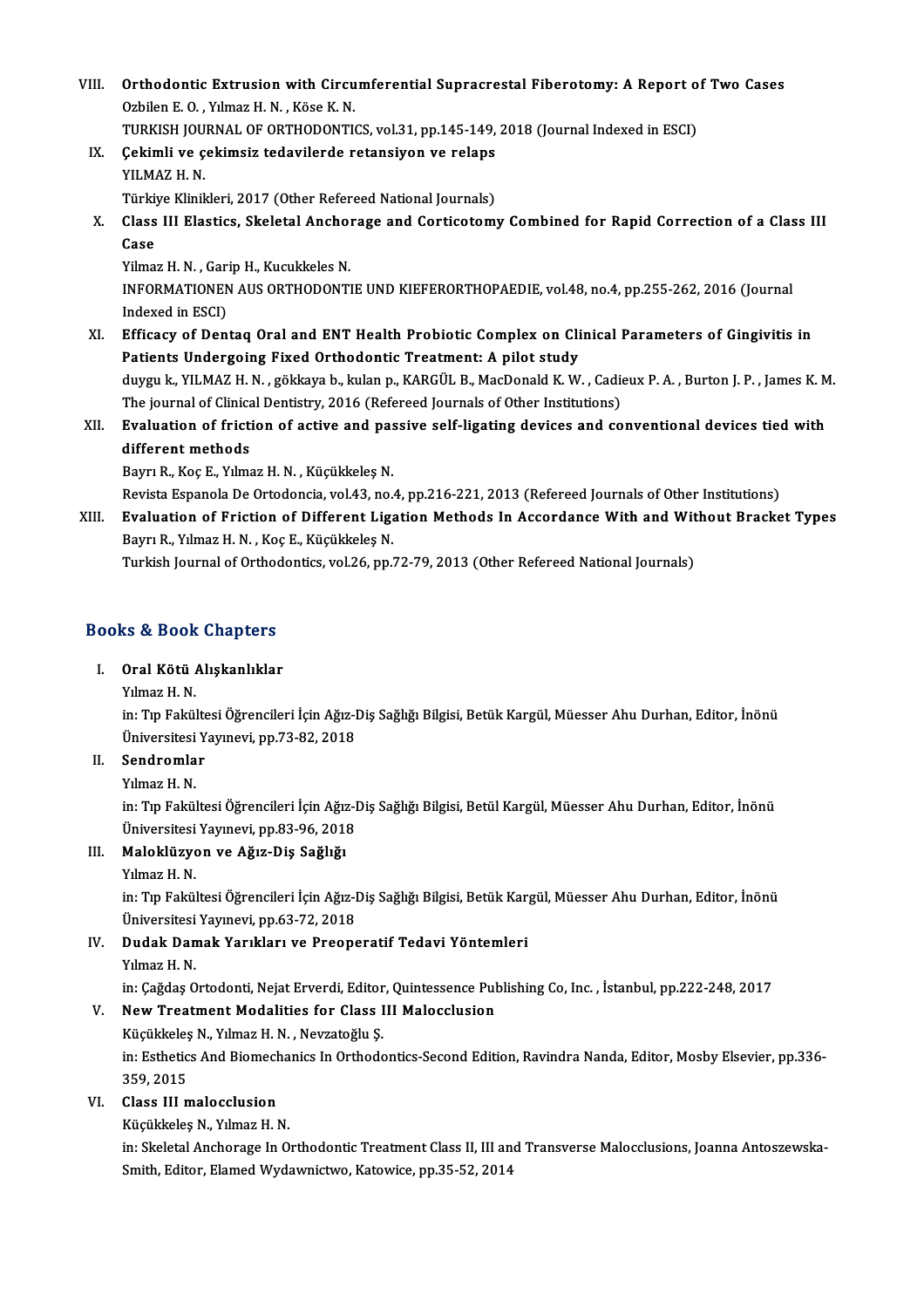VIII. **Orthodontic Extrusion with Circumferential Supracrestal Fiberotomy: A Report of Two Cases**
Ozbilen E. O. , Yılmaz H. N. , Köse K. N.
TURKISH JOURNAL OF ORTHODONTICS, vol.31, pp.145-149, 2018 (Journal Indexed in ESCI)

IX. **Çekimli ve çekimsiz tedavilerde retansiyon ve relaps**
YILMAZ H. N.
Türkiye Klinikleri, 2017 (Other Refereed National Journals)

X. **Class III Elastics, Skeletal Anchorage and Corticotomy Combined for Rapid Correction of a Class III Case**
Yilmaz H. N. , Garip H., Kucukkeles N.
INFORMATIONEN AUS ORTHODONTIE UND KIEFERORTHOPAEDIE, vol.48, no.4, pp.255-262, 2016 (Journal Indexed in ESCI)

XI. **Efficacy of Dentaq Oral and ENT Health Probiotic Complex on Clinical Parameters of Gingivitis in Patients Undergoing Fixed Orthodontic Treatment: A pilot study**
duygu k., YILMAZ H. N. , gökkaya b., kulan p., KARGÜL B., MacDonald K. W. , Cadieux P. A. , Burton J. P. , James K. M.
The journal of Clinical Dentistry, 2016 (Refereed Journals of Other Institutions)

XII. **Evaluation of friction of active and passive self-ligating devices and conventional devices tied with different methods**
Bayrı R., Koç E., Yılmaz H. N. , Küçükkeleş N.
Revista Espanola De Ortodoncia, vol.43, no.4, pp.216-221, 2013 (Refereed Journals of Other Institutions)

XIII. **Evaluation of Friction of Different Ligation Methods In Accordance With and Without Bracket Types**
Bayrı R., Yılmaz H. N. , Koç E., Küçükkeleş N.
Turkish Journal of Orthodontics, vol.26, pp.72-79, 2013 (Other Refereed National Journals)

## Books & Book Chapters

I. **Oral Kötü Alışkanlıklar**
Yılmaz H. N.
in: Tıp Fakültesi Öğrencileri İçin Ağız-Diş Sağlığı Bilgisi, Betük Kargül, Müesser Ahu Durhan, Editor, İnönü Üniversitesi Yayınevi, pp.73-82, 2018

II. **Sendromlar**
Yılmaz H. N.
in: Tıp Fakültesi Öğrencileri İçin Ağız-Diş Sağlığı Bilgisi, Betül Kargül, Müesser Ahu Durhan, Editor, İnönü Üniversitesi Yayınevi, pp.83-96, 2018

III. **Maloklüzyon ve Ağız-Diş Sağlığı**
Yılmaz H. N.
in: Tıp Fakültesi Öğrencileri İçin Ağız-Diş Sağlığı Bilgisi, Betük Kargül, Müesser Ahu Durhan, Editor, İnönü Üniversitesi Yayınevi, pp.63-72, 2018

IV. **Dudak Damak Yarıkları ve Preoperatif Tedavi Yöntemleri**
Yılmaz H. N.
in: Çağdaş Ortodonti, Nejat Erverdi, Editor, Quintessence Publishing Co, Inc. , İstanbul, pp.222-248, 2017

V. **New Treatment Modalities for Class III Malocclusion**
Küçükkeleş N., Yılmaz H. N. , Nevzatoğlu Ş.
in: Esthetics And Biomechanics In Orthodontics-Second Edition, Ravindra Nanda, Editor, Mosby Elsevier, pp.336-359, 2015

VI. **Class III malocclusion**
Küçükkeleş N., Yılmaz H. N.
in: Skeletal Anchorage In Orthodontic Treatment Class II, III and Transverse Malocclusions, Joanna Antoszewska-Smith, Editor, Elamed Wydawnictwo, Katowice, pp.35-52, 2014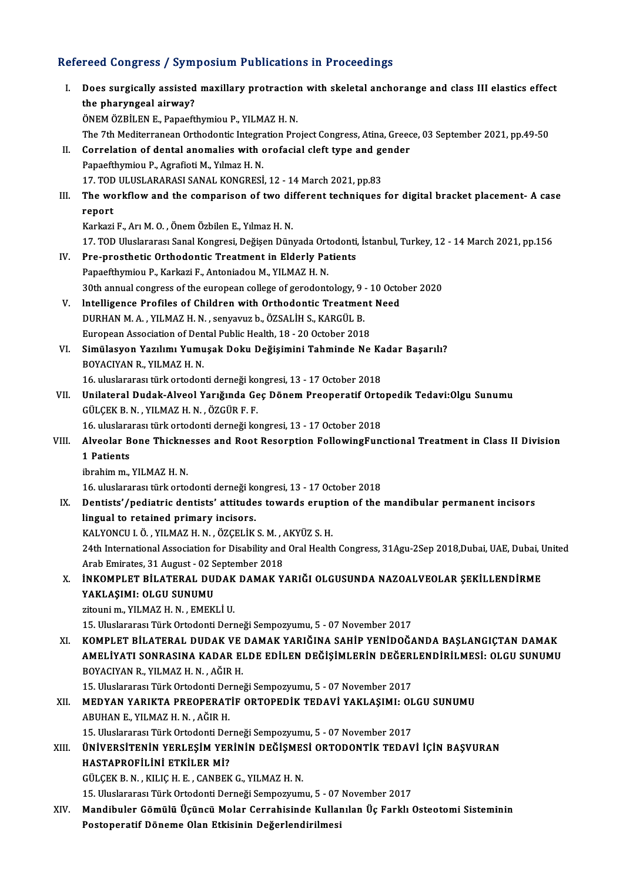## Refereed Congress / Symposium Publications in Proceedings

I. **Does surgically assisted maxillary protraction with skeletal anchorange and class III elastics effect the pharyngeal airway?**
ÖNEM ÖZBİLEN E., Papaefthymiou P., YILMAZ H. N.
The 7th Mediterranean Orthodontic Integration Project Congress, Atina, Greece, 03 September 2021, pp.49-50

II. **Correlation of dental anomalies with orofacial cleft type and gender**
Papaefthymiou P., Agrafioti M., Yılmaz H. N.
17. TOD ULUSLARARASI SANAL KONGRESİ, 12 - 14 March 2021, pp.83

III. **The workflow and the comparison of two different techniques for digital bracket placement- A case report**
Karkazi F., Arı M. O. , Önem Özbilen E., Yılmaz H. N.
17. TOD Uluslararası Sanal Kongresi, Değişen Dünyada Ortodonti, İstanbul, Turkey, 12 - 14 March 2021, pp.156

IV. **Pre-prosthetic Orthodontic Treatment in Elderly Patients**
Papaefthymiou P., Karkazi F., Antoniadou M., YILMAZ H. N.
30th annual congress of the european college of gerodontology, 9 - 10 October 2020

V. **lntelligence Profiles of Children with Orthodontic Treatment Need**
DURHAN M. A. , YILMAZ H. N. , senyavuz b., ÖZSALİH S., KARGÜL B.
European Association of Dental Public Health, 18 - 20 October 2018

VI. **Simülasyon Yazılımı Yumuşak Doku Değişimini Tahminde Ne Kadar Başarılı?**
BOYACIYAN R., YILMAZ H. N.
16. uluslararası türk ortodonti derneği kongresi, 13 - 17 October 2018

VII. **Unilateral Dudak-Alveol Yarığında Geç Dönem Preoperatif Ortopedik Tedavi:Olgu Sunumu**
GÜLÇEK B. N. , YILMAZ H. N. , ÖZGÜR F. F.
16. uluslararası türk ortodonti derneği kongresi, 13 - 17 October 2018

VIII. **Alveolar Bone Thicknesses and Root Resorption FollowingFunctional Treatment in Class II Division 1 Patients**
ibrahim m., YILMAZ H. N.
16. uluslararası türk ortodonti derneği kongresi, 13 - 17 October 2018

IX. **Dentists'/pediatric dentists' attitudes towards eruption of the mandibular permanent incisors lingual to retained primary incisors.**
KALYONCU I. Ö. , YILMAZ H. N. , ÖZÇELİK S. M. , AKYÜZ S. H.
24th International Association for Disability and Oral Health Congress, 31Agu-2Sep 2018,Dubai, UAE, Dubai, United Arab Emirates, 31 August - 02 September 2018

X. **İNKOMPLET BİLATERAL DUDAK DAMAK YARIĞI OLGUSUNDA NAZOALVEOLAR ŞEKİLLENDİRME YAKLAŞIMI: OLGU SUNUMU**
zitouni m., YILMAZ H. N. , EMEKLİ U.
15. Uluslararası Türk Ortodonti Derneği Sempozyumu, 5 - 07 November 2017

XI. **KOMPLET BİLATERAL DUDAK VE DAMAK YARIĞINA SAHİP YENİDOĞANDA BAŞLANGIÇTAN DAMAK AMELİYATI SONRASINA KADAR ELDE EDİLEN DEĞİŞİMLERİN DEĞERLENDİRİLMESİ: OLGU SUNUMU**
BOYACIYAN R., YILMAZ H. N. , AĞIR H.
15. Uluslararası Türk Ortodonti Derneği Sempozyumu, 5 - 07 November 2017

XII. **MEDYAN YARIKTA PREOPERATİF ORTOPEDİK TEDAVİ YAKLAŞIMI: OLGU SUNUMU**
ABUHAN E., YILMAZ H. N. , AĞIR H.
15. Uluslararası Türk Ortodonti Derneği Sempozyumu, 5 - 07 November 2017

XIII. **ÜNİVERSİTENİN YERLEŞİM YERİNİN DEĞİŞMESİ ORTODONTİK TEDAVİ İÇİN BAŞVURAN HASTAPROFİLİNİ ETKİLER Mİ?**
GÜLÇEK B. N. , KILIÇ H. E. , CANBEK G., YILMAZ H. N.
15. Uluslararası Türk Ortodonti Derneği Sempozyumu, 5 - 07 November 2017

XIV. **Mandibuler Gömülü Üçüncü Molar Cerrahisinde Kullanılan Üç Farklı Osteotomi Sisteminin Postoperatif Döneme Olan Etkisinin Değerlendirilmesi**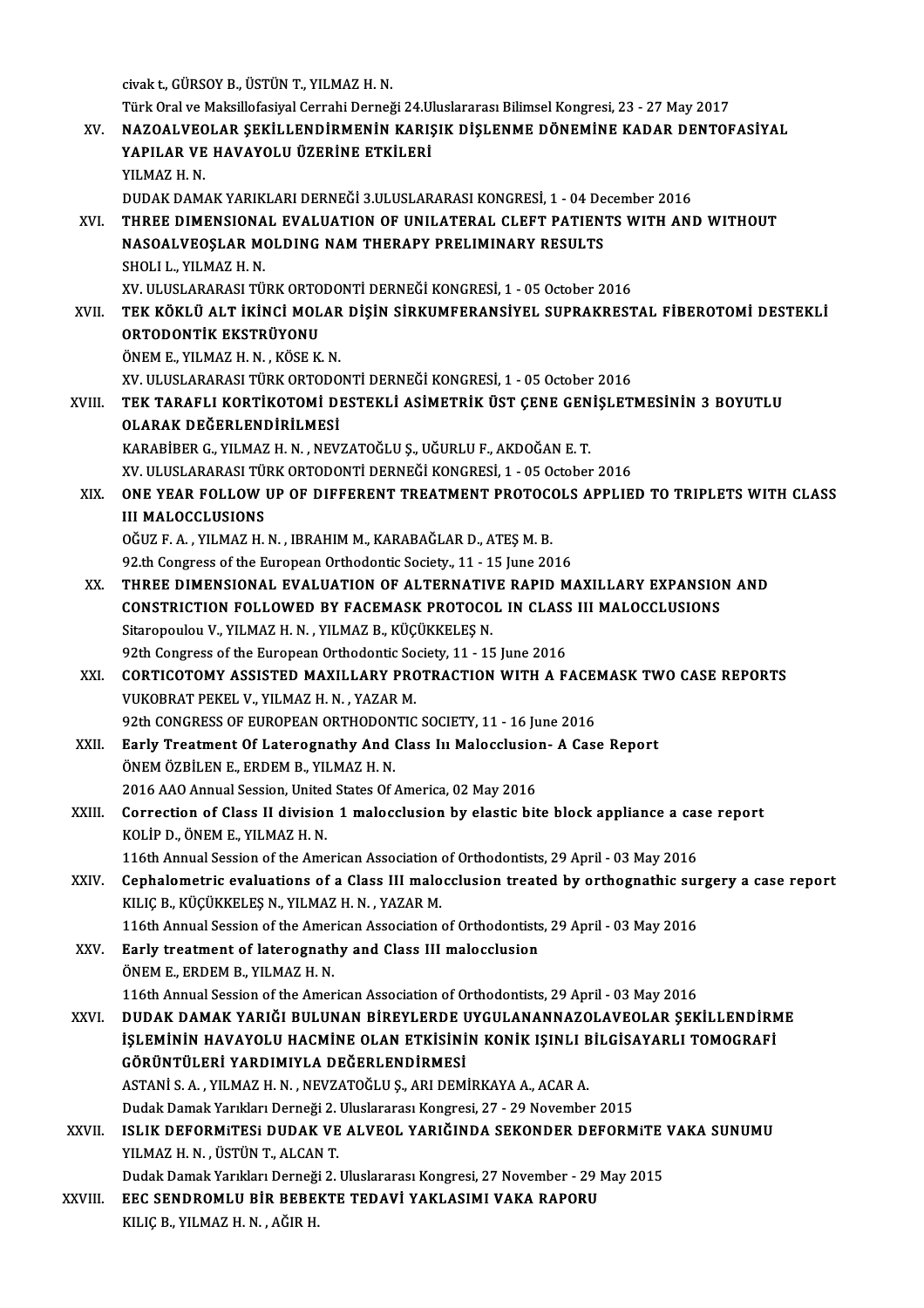civak t., GÜRSOY B., ÜSTÜN T., YILMAZ H. N.
Türk Oral ve Maksillofasiyal Cerrahi Derneği 24.Uluslararası Bilimsel Kongresi, 23 - 27 May 2017

XV. **NAZOALVEOLAR ŞEKİLLENDİRMENİN KARIŞIK DİŞLENME DÖNEMİNE KADAR DENTOFASİYAL YAPILAR VE HAVAYOLU ÜZERİNE ETKİLERİ**
YILMAZ H. N.
DUDAK DAMAK YARIKLARI DERNEĞİ 3.ULUSLARARASI KONGRESİ, 1 - 04 December 2016

XVI. **THREE DIMENSIONAL EVALUATION OF UNILATERAL CLEFT PATIENTS WITH AND WITHOUT NASOALVEOŞLAR MOLDING NAM THERAPY PRELIMINARY RESULTS**
SHOLI L., YILMAZ H. N.
XV. ULUSLARARASI TÜRK ORTODONTİ DERNEĞİ KONGRESİ, 1 - 05 October 2016

XVII. **TEK KÖKLÜ ALT İKİNCİ MOLAR DİŞİN SİRKUMFERANSİYEL SUPRAKRESTAL FİBEROTOMİ DESTEKLİ ORTODONTİK EKSTRÜYONU**
ÖNEM E., YILMAZ H. N. , KÖSE K. N.
XV. ULUSLARARASI TÜRK ORTODONTİ DERNEĞİ KONGRESİ, 1 - 05 October 2016

XVIII. **TEK TARAFLI KORTİKOTOMİ DESTEKLİ ASİMETRİK ÜST ÇENE GENİŞLETMESİNİN 3 BOYUTLU OLARAK DEĞERLENDİRİLMESİ**
KARABİBER G., YILMAZ H. N. , NEVZATOĞLU Ş., UĞURLU F., AKDOĞAN E. T.
XV. ULUSLARARASI TÜRK ORTODONTİ DERNEĞİ KONGRESİ, 1 - 05 October 2016

XIX. **ONE YEAR FOLLOW UP OF DIFFERENT TREATMENT PROTOCOLS APPLIED TO TRIPLETS WITH CLASS III MALOCCLUSIONS**
OĞUZ F. A. , YILMAZ H. N. , IBRAHIM M., KARABAĞLAR D., ATEŞ M. B.
92.th Congress of the European Orthodontic Society., 11 - 15 June 2016

XX. **THREE DIMENSIONAL EVALUATION OF ALTERNATIVE RAPID MAXILLARY EXPANSION AND CONSTRICTION FOLLOWED BY FACEMASK PROTOCOL IN CLASS III MALOCCLUSIONS**
Sitaropoulou V., YILMAZ H. N. , YILMAZ B., KÜÇÜKKELEŞ N.
92th Congress of the European Orthodontic Society, 11 - 15 June 2016

XXI. **CORTICOTOMY ASSISTED MAXILLARY PROTRACTION WITH A FACEMASK TWO CASE REPORTS**
VUKOBRAT PEKEL V., YILMAZ H. N. , YAZAR M.
92th CONGRESS OF EUROPEAN ORTHODONTIC SOCIETY, 11 - 16 June 2016

XXII. **Early Treatment Of Laterognathy And Class Iıı Malocclusion- A Case Report**
ÖNEM ÖZBİLEN E., ERDEM B., YILMAZ H. N.
2016 AAO Annual Session, United States Of America, 02 May 2016

XXIII. **Correction of Class II division 1 malocclusion by elastic bite block appliance a case report**
KOLİP D., ÖNEM E., YILMAZ H. N.
116th Annual Session of the American Association of Orthodontists, 29 April - 03 May 2016

XXIV. **Cephalometric evaluations of a Class III malocclusion treated by orthognathic surgery a case report**
KILIÇ B., KÜÇÜKKELEŞ N., YILMAZ H. N. , YAZAR M.
116th Annual Session of the American Association of Orthodontists, 29 April - 03 May 2016

XXV. **Early treatment of laterognathy and Class III malocclusion**
ÖNEM E., ERDEM B., YILMAZ H. N.
116th Annual Session of the American Association of Orthodontists, 29 April - 03 May 2016

XXVI. **DUDAK DAMAK YARIĞI BULUNAN BİREYLERDE UYGULANANNAZOLAVEOLAR ŞEKİLLENDİRME İŞLEMİNİN HAVAYOLU HACMİNE OLAN ETKİSİNİN KONİK IŞINLI BİLGİSAYARLI TOMOGRAFİ GÖRÜNTÜLERİ YARDIMIYLA DEĞERLENDİRMESİ**
ASTANİ S. A. , YILMAZ H. N. , NEVZATOĞLU Ş., ARI DEMİRKAYA A., ACAR A.
Dudak Damak Yarıkları Derneği 2. Uluslararası Kongresi, 27 - 29 November 2015

XXVII. **ISLIK DEFORMiTESi DUDAK VE ALVEOL YARIĞINDA SEKONDER DEFORMiTE VAKA SUNUMU**
YILMAZ H. N. , ÜSTÜN T., ALCAN T.
Dudak Damak Yarıkları Derneği 2. Uluslararası Kongresi, 27 November - 29 May 2015

XXVIII. **EEC SENDROMLU BİR BEBEKTE TEDAVİ YAKLASIMI VAKA RAPORU**
KILIÇ B., YILMAZ H. N. , AĞIR H.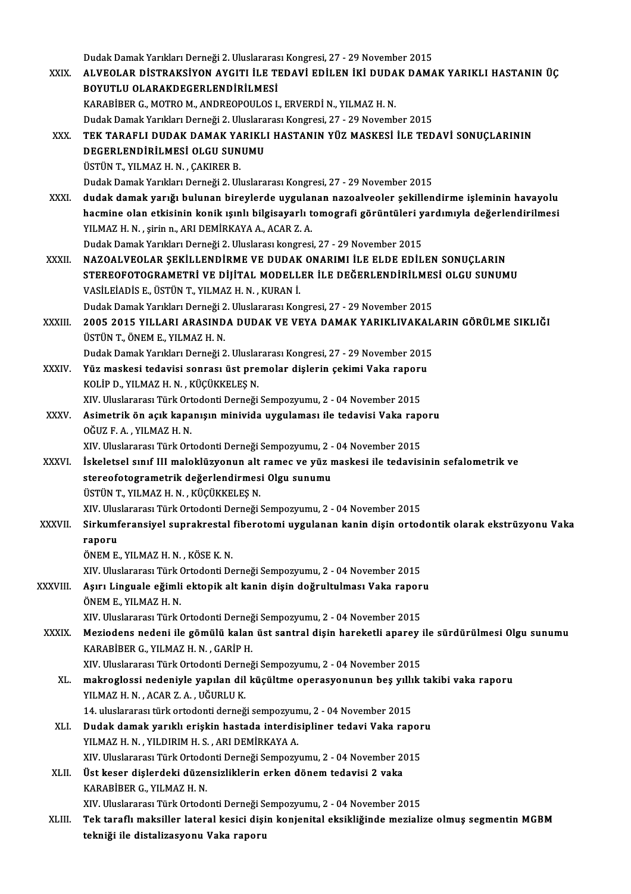Dudak Damak Yarıkları Derneği 2. Uluslararası Kongresi, 27 - 29 November 2015

XXIX. **ALVEOLAR DİSTRAKSİYON AYGITI İLE TEDAVİ EDİLEN İKİ DUDAK DAMAK YARIKLI HASTANIN ÜÇ BOYUTLU OLARAKDEGERLENDİRİLMESİ**
KARABİBER G., MOTRO M., ANDREOPOULOS I., ERVERDİ N., YILMAZ H. N.
Dudak Damak Yarıkları Derneği 2. Uluslararası Kongresi, 27 - 29 November 2015

XXX. **TEK TARAFLI DUDAK DAMAK YARIKLI HASTANIN YÜZ MASKESİ İLE TEDAVİ SONUÇLARININ DEGERLENDİRİLMESİ OLGU SUNUMU**
ÜSTÜN T., YILMAZ H. N. , ÇAKIRER B.
Dudak Damak Yarıkları Derneği 2. Uluslararası Kongresi, 27 - 29 November 2015

XXXI. **dudak damak yarığı bulunan bireylerde uygulanan nazoalveoler şekillendirme işleminin havayolu hacmine olan etkisinin konik ışınlı bilgisayarlı tomografi görüntüleri yardımıyla değerlendirilmesi**
YILMAZ H. N. , şirin n., ARI DEMİRKAYA A., ACAR Z. A.
Dudak Damak Yarıkları Derneği 2. Uluslarası kongresi, 27 - 29 November 2015

XXXII. **NAZOALVEOLAR ŞEKİLLENDİRME VE DUDAK ONARIMI İLE ELDE EDİLEN SONUÇLARIN STEREOFOTOGRAMETRİ VE DİJİTAL MODELLER İLE DEĞERLENDİRİLMESİ OLGU SUNUMU**
VASİLEİADİS E., ÜSTÜN T., YILMAZ H. N. , KURAN İ.
Dudak Damak Yarıkları Derneği 2. Uluslararası Kongresi, 27 - 29 November 2015

XXXIII. **2005 2015 YILLARI ARASINDA DUDAK VE VEYA DAMAK YARIKLIVAKALARIN GÖRÜLME SIKLIĞI**
ÜSTÜN T., ÖNEM E., YILMAZ H. N.
Dudak Damak Yarıkları Derneği 2. Uluslararası Kongresi, 27 - 29 November 2015

XXXIV. **Yüz maskesi tedavisi sonrası üst premolar dişlerin çekimi Vaka raporu**
KOLİP D., YILMAZ H. N. , KÜÇÜKKELEŞ N.
XIV. Uluslararası Türk Ortodonti Derneği Sempozyumu, 2 - 04 November 2015

XXXV. **Asimetrik ön açık kapanışın minivida uygulaması ile tedavisi Vaka raporu**
OĞUZ F. A. , YILMAZ H. N.
XIV. Uluslararası Türk Ortodonti Derneği Sempozyumu, 2 - 04 November 2015

XXXVI. **İskeletsel sınıf III maloklüzyonun alt ramec ve yüz maskesi ile tedavisinin sefalometrik ve stereofotogrametrik değerlendirmesi Olgu sunumu**
ÜSTÜN T., YILMAZ H. N. , KÜÇÜKKELEŞ N.
XIV. Uluslararası Türk Ortodonti Derneği Sempozyumu, 2 - 04 November 2015

XXXVII. **Sirkumferansiyel suprakrestal fiberotomi uygulanan kanin dişin ortodontik olarak ekstrüzyonu Vaka raporu**
ÖNEM E., YILMAZ H. N. , KÖSE K. N.
XIV. Uluslararası Türk Ortodonti Derneği Sempozyumu, 2 - 04 November 2015

XXXVIII. **Aşırı Linguale eğimli ektopik alt kanin dişin doğrultulması Vaka raporu**
ÖNEM E., YILMAZ H. N.
XIV. Uluslararası Türk Ortodonti Derneği Sempozyumu, 2 - 04 November 2015

XXXIX. **Meziodens nedeni ile gömülü kalan üst santral dişin hareketli aparey ile sürdürülmesi Olgu sunumu**
KARABİBER G., YILMAZ H. N. , GARİP H.
XIV. Uluslararası Türk Ortodonti Derneği Sempozyumu, 2 - 04 November 2015

XL. **makroglossi nedeniyle yapılan dil küçültme operasyonunun beş yıllık takibi vaka raporu**
YILMAZ H. N. , ACAR Z. A. , UĞURLU K.
14. uluslararası türk ortodonti derneği sempozyumu, 2 - 04 November 2015

XLI. **Dudak damak yarıklı erişkin hastada interdisipliner tedavi Vaka raporu**
YILMAZ H. N. , YILDIRIM H. S. , ARI DEMİRKAYA A.
XIV. Uluslararası Türk Ortodonti Derneği Sempozyumu, 2 - 04 November 2015

XLII. **Üst keser dişlerdeki düzensizliklerin erken dönem tedavisi 2 vaka**
KARABİBER G., YILMAZ H. N.
XIV. Uluslararası Türk Ortodonti Derneği Sempozyumu, 2 - 04 November 2015

XLIII. **Tek taraflı maksiller lateral kesici dişin konjenital eksikliğinde mezialize olmuş segmentin MGBM tekniği ile distalizasyonu Vaka raporu**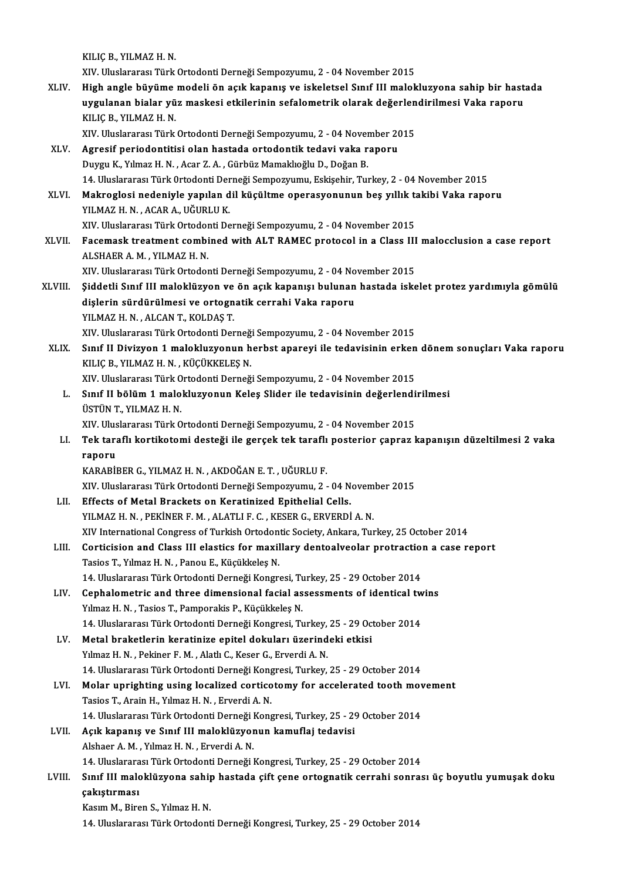KILIÇ B., YILMAZ H. N.
XIV. Uluslararası Türk Ortodonti Derneği Sempozyumu, 2 - 04 November 2015

XLIV. **High angle büyüme modeli ön açık kapanış ve iskeletsel Sınıf III malokluzyona sahip bir hastada uygulanan bialar yüz maskesi etkilerinin sefalometrik olarak değerlendirilmesi Vaka raporu**
KILIÇ B., YILMAZ H. N.
XIV. Uluslararası Türk Ortodonti Derneği Sempozyumu, 2 - 04 November 2015

XLV. **Agresif periodontitisi olan hastada ortodontik tedavi vaka raporu**
Duygu K., Yılmaz H. N. , Acar Z. A. , Gürbüz Mamaklıoğlu D., Doğan B.
14. Uluslararası Türk 0rtodonti Derneği Sempozyumu, Eskişehir, Turkey, 2 - 04 November 2015

XLVI. **Makroglosi nedeniyle yapılan dil küçültme operasyonunun beş yıllık takibi Vaka raporu**
YILMAZ H. N. , ACAR A., UĞURLU K.
XIV. Uluslararası Türk Ortodonti Derneği Sempozyumu, 2 - 04 November 2015

XLVII. **Facemask treatment combined with ALT RAMEC protocol in a Class III malocclusion a case report**
ALSHAER A. M. , YILMAZ H. N.
XIV. Uluslararası Türk Ortodonti Derneği Sempozyumu, 2 - 04 November 2015

XLVIII. **Şiddetli Sınıf III maloklüzyon ve ön açık kapanışı bulunan hastada iskelet protez yardımıyla gömülü dişlerin sürdürülmesi ve ortognatik cerrahi Vaka raporu**
YILMAZ H. N. , ALCAN T., KOLDAŞ T.
XIV. Uluslararası Türk Ortodonti Derneği Sempozyumu, 2 - 04 November 2015

XLIX. **Sınıf II Divizyon 1 malokluzyonun herbst apareyi ile tedavisinin erken dönem sonuçları Vaka raporu**
KILIÇ B., YILMAZ H. N. , KÜÇÜKKELEŞ N.
XIV. Uluslararası Türk Ortodonti Derneği Sempozyumu, 2 - 04 November 2015

L. **Sınıf II bölüm 1 malokluzyonun Keleş Slider ile tedavisinin değerlendirilmesi**
ÜSTÜN T., YILMAZ H. N.
XIV. Uluslararası Türk Ortodonti Derneği Sempozyumu, 2 - 04 November 2015

LI. **Tek taraflı kortikotomi desteği ile gerçek tek taraflı posterior çapraz kapanışın düzeltilmesi 2 vaka raporu**
KARABİBER G., YILMAZ H. N. , AKDOĞAN E. T. , UĞURLU F.
XIV. Uluslararası Türk Ortodonti Derneği Sempozyumu, 2 - 04 November 2015

LII. **Effects of Metal Brackets on Keratinized Epithelial Cells.**
YILMAZ H. N. , PEKİNER F. M. , ALATLI F. C. , KESER G., ERVERDİ A. N.
XIV International Congress of Turkish Ortodontic Society, Ankara, Turkey, 25 October 2014

LIII. **Corticision and Class III elastics for maxillary dentoalveolar protraction a case report**
Tasios T., Yılmaz H. N. , Panou E., Küçükkeleş N.
14. Uluslararası Türk Ortodonti Derneği Kongresi, Turkey, 25 - 29 October 2014

LIV. **Cephalometric and three dimensional facial assessments of identical twins**
Yılmaz H. N. , Tasios T., Pamporakis P., Küçükkeleş N.
14. Uluslararası Türk Ortodonti Derneği Kongresi, Turkey, 25 - 29 October 2014

LV. **Metal braketlerin keratinize epitel dokuları üzerindeki etkisi**
Yılmaz H. N. , Pekiner F. M. , Alatlı C., Keser G., Erverdi A. N.
14. Uluslararası Türk Ortodonti Derneği Kongresi, Turkey, 25 - 29 October 2014

LVI. **Molar uprighting using localized corticotomy for accelerated tooth movement**
Tasios T., Arain H., Yılmaz H. N. , Erverdi A. N.
14. Uluslararası Türk Ortodonti Derneği Kongresi, Turkey, 25 - 29 October 2014

LVII. **Açık kapanış ve Sınıf III maloklüzyonun kamuflaj tedavisi**
Alshaer A. M. , Yılmaz H. N. , Erverdi A. N.
14. Uluslararası Türk Ortodonti Derneği Kongresi, Turkey, 25 - 29 October 2014

LVIII. **Sınıf III maloklüzyona sahip hastada çift çene ortognatik cerrahi sonrası üç boyutlu yumuşak doku çakıştırması**
Kasım M., Biren S., Yılmaz H. N.
14. Uluslararası Türk Ortodonti Derneği Kongresi, Turkey, 25 - 29 October 2014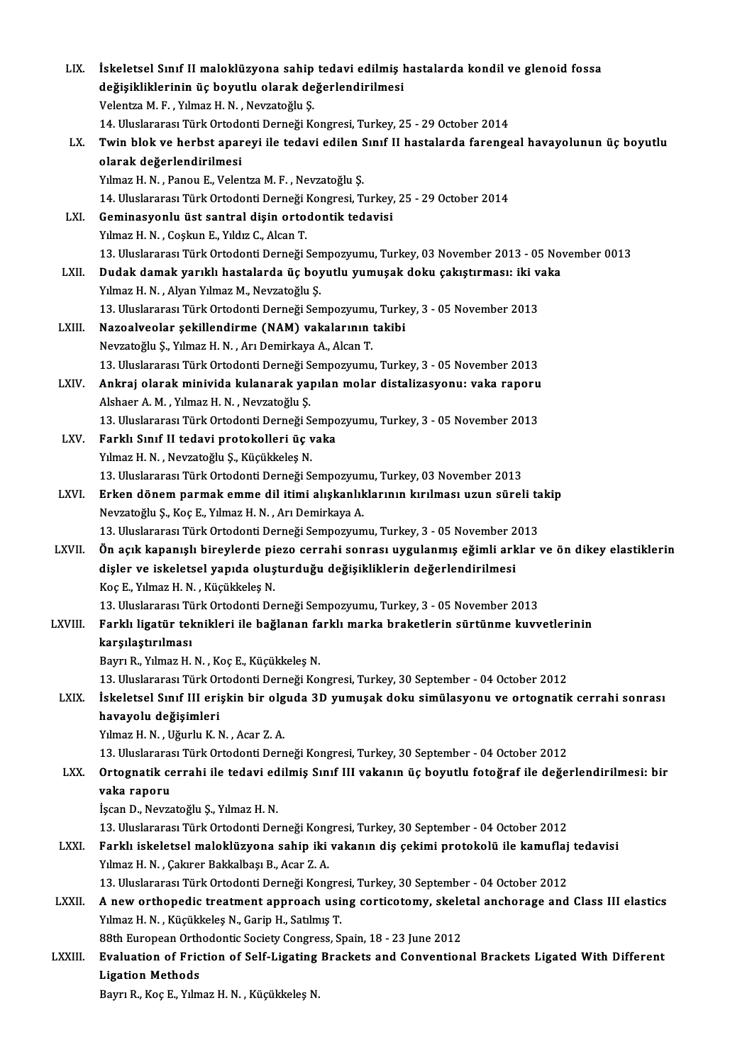LIX. **İskeletsel Sınıf II maloklüzyona sahip tedavi edilmiş hastalarda kondil ve glenoid fossa değişikliklerinin üç boyutlu olarak değerlendirilmesi**
Velentza M. F. , Yılmaz H. N. , Nevzatoğlu Ş.
14. Uluslararası Türk Ortodonti Derneği Kongresi, Turkey, 25 - 29 October 2014

LX. **Twin blok ve herbst apareyi ile tedavi edilen Sınıf II hastalarda farengeal havayolunun üç boyutlu olarak değerlendirilmesi**
Yılmaz H. N. , Panou E., Velentza M. F. , Nevzatoğlu Ş.
14. Uluslararası Türk Ortodonti Derneği Kongresi, Turkey, 25 - 29 October 2014

LXI. **Geminasyonlu üst santral dişin ortodontik tedavisi**
Yılmaz H. N. , Coşkun E., Yıldız C., Alcan T.
13. Uluslararası Türk Ortodonti Derneği Sempozyumu, Turkey, 03 November 2013 - 05 November 0013

LXII. **Dudak damak yarıklı hastalarda üç boyutlu yumuşak doku çakıştırması: iki vaka**
Yılmaz H. N. , Alyan Yılmaz M., Nevzatoğlu Ş.
13. Uluslararası Türk Ortodonti Derneği Sempozyumu, Turkey, 3 - 05 November 2013

LXIII. **Nazoalveolar şekillendirme (NAM) vakalarının takibi**
Nevzatoğlu Ş., Yılmaz H. N. , Arı Demirkaya A., Alcan T.
13. Uluslararası Türk Ortodonti Derneği Sempozyumu, Turkey, 3 - 05 November 2013

LXIV. **Ankraj olarak minivida kulanarak yapılan molar distalizasyonu: vaka raporu**
Alshaer A. M. , Yılmaz H. N. , Nevzatoğlu Ş.
13. Uluslararası Türk Ortodonti Derneği Sempozyumu, Turkey, 3 - 05 November 2013

LXV. **Farklı Sınıf II tedavi protokolleri üç vaka**
Yılmaz H. N. , Nevzatoğlu Ş., Küçükkeleş N.
13. Uluslararası Türk Ortodonti Derneği Sempozyumu, Turkey, 03 November 2013

LXVI. **Erken dönem parmak emme dil itimi alışkanlıklarının kırılması uzun süreli takip**
Nevzatoğlu Ş., Koç E., Yılmaz H. N. , Arı Demirkaya A.
13. Uluslararası Türk Ortodonti Derneği Sempozyumu, Turkey, 3 - 05 November 2013

LXVII. **Ön açık kapanışlı bireylerde piezo cerrahi sonrası uygulanmış eğimli arklar ve ön dikey elastiklerin dişler ve iskeletsel yapıda oluşturduğu değişikliklerin değerlendirilmesi**
Koç E., Yılmaz H. N. , Küçükkeleş N.
13. Uluslararası Türk Ortodonti Derneği Sempozyumu, Turkey, 3 - 05 November 2013

LXVIII. **Farklı ligatür teknikleri ile bağlanan farklı marka braketlerin sürtünme kuvvetlerinin karşılaştırılması**
Bayrı R., Yılmaz H. N. , Koç E., Küçükkeleş N.
13. Uluslararası Türk Ortodonti Derneği Kongresi, Turkey, 30 September - 04 October 2012

LXIX. **İskeletsel Sınıf III erişkin bir olguda 3D yumuşak doku simülasyonu ve ortognatik cerrahi sonrası havayolu değişimleri**
Yılmaz H. N. , Uğurlu K. N. , Acar Z. A.
13. Uluslararası Türk Ortodonti Derneği Kongresi, Turkey, 30 September - 04 October 2012

LXX. **Ortognatik cerrahi ile tedavi edilmiş Sınıf III vakanın üç boyutlu fotoğraf ile değerlendirilmesi: bir vaka raporu**
İşcan D., Nevzatoğlu Ş., Yılmaz H. N.
13. Uluslararası Türk Ortodonti Derneği Kongresi, Turkey, 30 September - 04 October 2012

LXXI. **Farklı iskeletsel maloklüzyona sahip iki vakanın diş çekimi protokolü ile kamuflaj tedavisi**
Yılmaz H. N. , Çakırer Bakkalbaşı B., Acar Z. A.
13. Uluslararası Türk Ortodonti Derneği Kongresi, Turkey, 30 September - 04 October 2012

LXXII. **A new orthopedic treatment approach using corticotomy, skeletal anchorage and Class III elastics**
Yılmaz H. N. , Küçükkeleş N., Garip H., Satılmış T.
88th European Orthodontic Society Congress, Spain, 18 - 23 June 2012

LXXIII. **Evaluation of Friction of Self-Ligating Brackets and Conventional Brackets Ligated With Different Ligation Methods**
Bayrı R., Koç E., Yılmaz H. N. , Küçükkeleş N.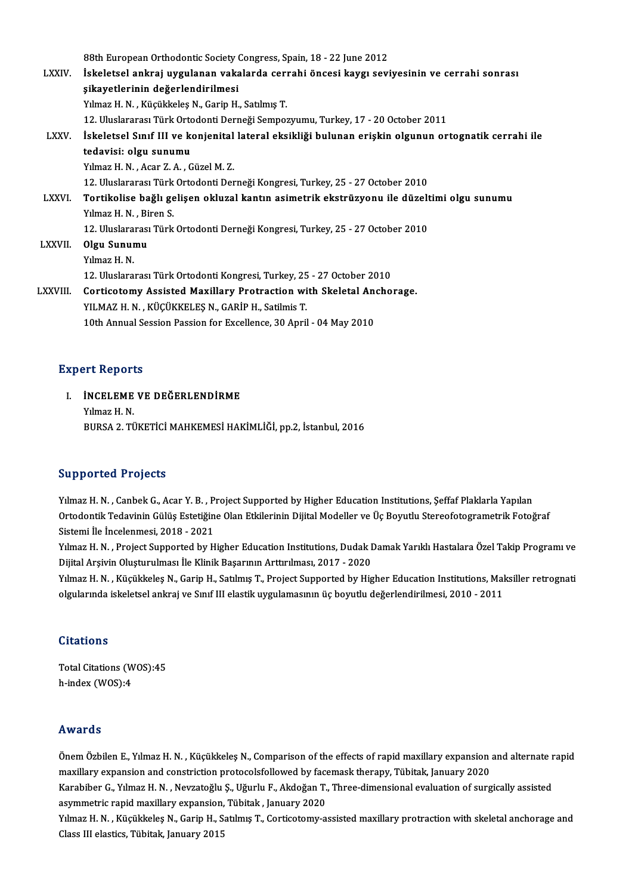88th European Orthodontic Society Congress, Spain, 18 - 22 June 2012

LXXIV. **İskeletsel ankraj uygulanan vakalarda cerrahi öncesi kaygı seviyesinin ve cerrahi sonrası şikayetlerinin değerlendirilmesi**
Yılmaz H. N. , Küçükkeleş N., Garip H., Satılmış T.
12. Uluslararası Türk Ortodonti Derneği Sempozyumu, Turkey, 17 - 20 October 2011

LXXV. **İskeletsel Sınıf III ve konjenital lateral eksikliği bulunan erişkin olgunun ortognatik cerrahi ile tedavisi: olgu sunumu**
Yılmaz H. N. , Acar Z. A. , Güzel M. Z.
12. Uluslararası Türk Ortodonti Derneği Kongresi, Turkey, 25 - 27 October 2010

LXXVI. **Tortikolise bağlı gelişen okluzal kantın asimetrik ekstrüzyonu ile düzeltimi olgu sunumu**
Yılmaz H. N. , Biren S.
12. Uluslararası Türk Ortodonti Derneği Kongresi, Turkey, 25 - 27 October 2010

LXXVII. **Olgu Sunumu**
Yılmaz H. N.
12. Uluslararası Türk Ortodonti Kongresi, Turkey, 25 - 27 October 2010

LXXVIII. **Corticotomy Assisted Maxillary Protraction with Skeletal Anchorage.**
YILMAZ H. N. , KÜÇÜKKELEŞ N., GARİP H., Satilmis T.
10th Annual Session Passion for Excellence, 30 April - 04 May 2010

## Expert Reports

I. **İNCELEME VE DEĞERLENDİRME**
Yılmaz H. N.
BURSA 2. TÜKETİCİ MAHKEMESİ HAKİMLİĞİ, pp.2, İstanbul, 2016

## Supported Projects

Yılmaz H. N. , Canbek G., Acar Y. B. , Project Supported by Higher Education Institutions, Şeffaf Plaklarla Yapılan Ortodontik Tedavinin Gülüş Estetiğine Olan Etkilerinin Dijital Modeller ve Üç Boyutlu Stereofotogrametrik Fotoğraf Sistemi İle İncelenmesi, 2018 - 2021

Yılmaz H. N. , Project Supported by Higher Education Institutions, Dudak Damak Yarıklı Hastalara Özel Takip Programı ve Dijital Arşivin Oluşturulması İle Klinik Başarının Arttırılması, 2017 - 2020

Yılmaz H. N. , Küçükkeleş N., Garip H., Satılmış T., Project Supported by Higher Education Institutions, Maksiller retrognati olgularında iskeletsel ankraj ve Sınıf III elastik uygulamasının üç boyutlu değerlendirilmesi, 2010 - 2011

## Citations

Total Citations (WOS):45
h-index (WOS):4

## Awards

Önem Özbilen E., Yılmaz H. N. , Küçükkeleş N., Comparison of the effects of rapid maxillary expansion and alternate rapid maxillary expansion and constriction protocolsfollowed by facemask therapy, Tübitak, January 2020

Karabiber G., Yılmaz H. N. , Nevzatoğlu Ş., Uğurlu F., Akdoğan T., Three-dimensional evaluation of surgically assisted asymmetric rapid maxillary expansion, Tübitak , January 2020

Yılmaz H. N. , Küçükkeleş N., Garip H., Satılmış T., Corticotomy-assisted maxillary protraction with skeletal anchorage and Class III elastics, Tübitak, January 2015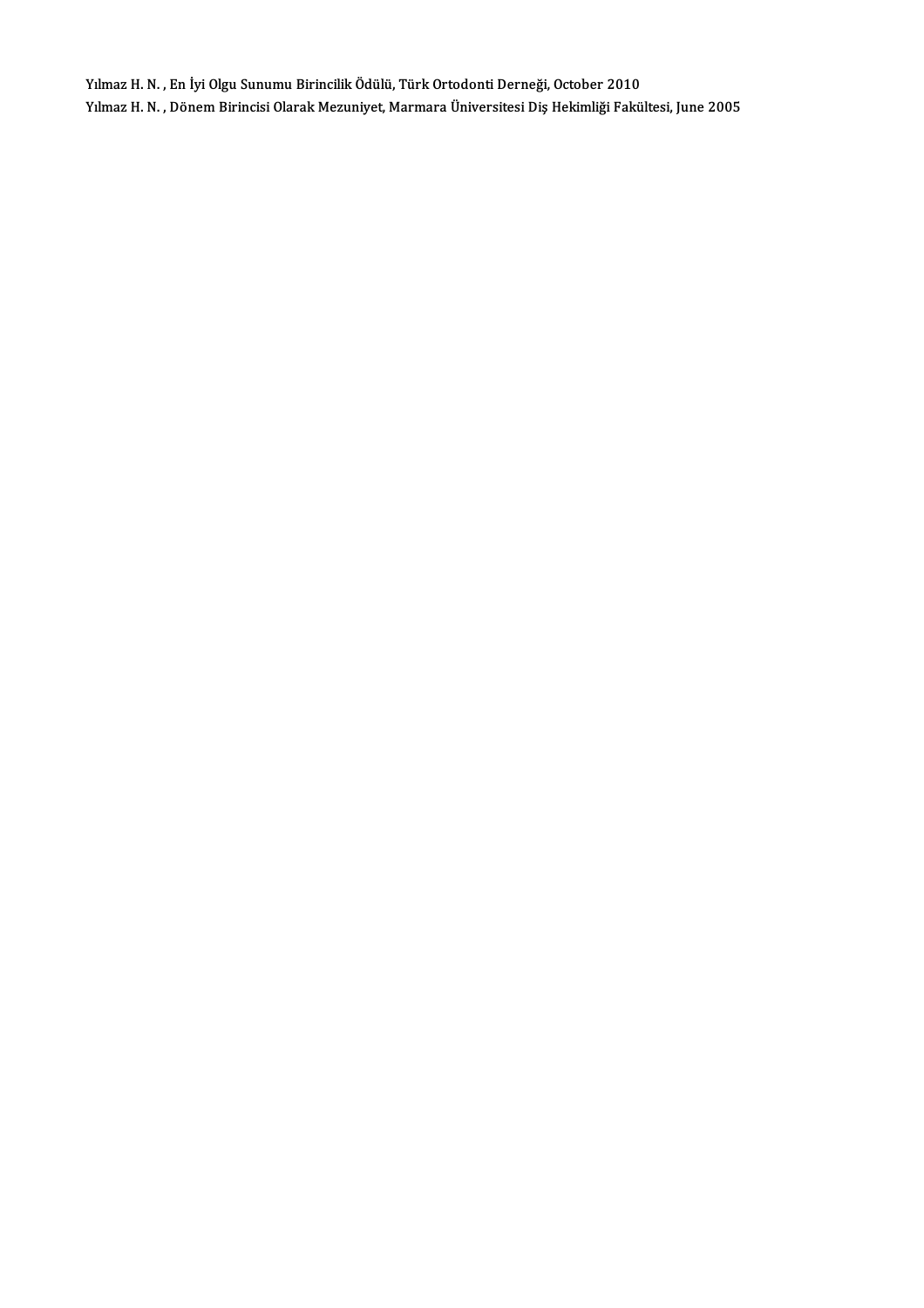Yılmaz H. N. , En İyi Olgu Sunumu Birincilik Ödülü, Türk Ortodonti Derneği, October 2010

Yılmaz H. N. , Dönem Birincisi Olarak Mezuniyet, Marmara Üniversitesi Diş Hekimliği Fakültesi, June 2005